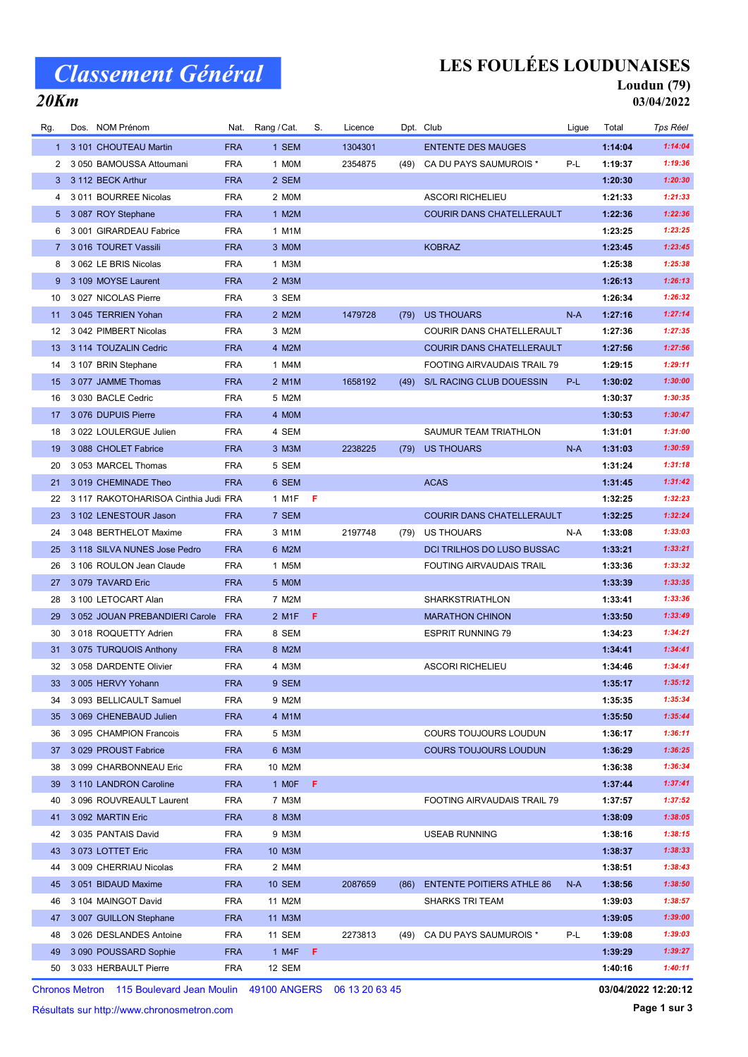# Classement Général

## 20Km

# LES FOULÉES LOUDUNAISES

**Loudun (79)**

**03/04/2022**

| Rg. | Dos. | NOM Prénom | Nat. | Rang / Cat. | S. | Licence | Dpt. | Club | Ligue | Total | Tps Réel |
|---|---|---|---|---|---|---|---|---|---|---|---|
| 1 | 3 101 | CHOUTEAU Martin | FRA | 1 SEM | | 1304301 | | ENTENTE DES MAUGES | | 1:14:04 | 1:14:04 |
| 2 | 3 050 | BAMOUSSA Attoumani | FRA | 1 M0M | | 2354875 | (49) | CA DU PAYS SAUMUROIS * | P-L | 1:19:37 | 1:19:36 |
| 3 | 3 112 | BECK Arthur | FRA | 2 SEM | | | | | | 1:20:30 | 1:20:30 |
| 4 | 3 011 | BOURREE Nicolas | FRA | 2 M0M | | | | ASCORI RICHELIEU | | 1:21:33 | 1:21:33 |
| 5 | 3 087 | ROY Stephane | FRA | 1 M2M | | | | COURIR DANS CHATELLERAULT | | 1:22:36 | 1:22:36 |
| 6 | 3 001 | GIRARDEAU Fabrice | FRA | 1 M1M | | | | | | 1:23:25 | 1:23:25 |
| 7 | 3 016 | TOURET Vassili | FRA | 3 M0M | | | | KOBRAZ | | 1:23:45 | 1:23:45 |
| 8 | 3 062 | LE BRIS Nicolas | FRA | 1 M3M | | | | | | 1:25:38 | 1:25:38 |
| 9 | 3 109 | MOYSE Laurent | FRA | 2 M3M | | | | | | 1:26:13 | 1:26:13 |
| 10 | 3 027 | NICOLAS Pierre | FRA | 3 SEM | | | | | | 1:26:34 | 1:26:32 |
| 11 | 3 045 | TERRIEN Yohan | FRA | 2 M2M | | 1479728 | (79) | US THOUARS | N-A | 1:27:16 | 1:27:14 |
| 12 | 3 042 | PIMBERT Nicolas | FRA | 3 M2M | | | | COURIR DANS CHATELLERAULT | | 1:27:36 | 1:27:35 |
| 13 | 3 114 | TOUZALIN Cedric | FRA | 4 M2M | | | | COURIR DANS CHATELLERAULT | | 1:27:56 | 1:27:56 |
| 14 | 3 107 | BRIN Stephane | FRA | 1 M4M | | | | FOOTING AIRVAUDAIS TRAIL 79 | | 1:29:15 | 1:29:11 |
| 15 | 3 077 | JAMME Thomas | FRA | 2 M1M | | 1658192 | (49) | S/L RACING CLUB DOUESSIN | P-L | 1:30:02 | 1:30:00 |
| 16 | 3 030 | BACLE Cedric | FRA | 5 M2M | | | | | | 1:30:37 | 1:30:35 |
| 17 | 3 076 | DUPUIS Pierre | FRA | 4 M0M | | | | | | 1:30:53 | 1:30:47 |
| 18 | 3 022 | LOULERGUE Julien | FRA | 4 SEM | | | | SAUMUR TEAM TRIATHLON | | 1:31:01 | 1:31:00 |
| 19 | 3 088 | CHOLET Fabrice | FRA | 3 M3M | | 2238225 | (79) | US THOUARS | N-A | 1:31:03 | 1:30:59 |
| 20 | 3 053 | MARCEL Thomas | FRA | 5 SEM | | | | | | 1:31:24 | 1:31:18 |
| 21 | 3 019 | CHEMINADE Theo | FRA | 6 SEM | | | | ACAS | | 1:31:45 | 1:31:42 |
| 22 | 3 117 | RAKOTOHARISOA Cinthia Judi | FRA | 1 M1F | F | | | | | 1:32:25 | 1:32:23 |
| 23 | 3 102 | LENESTOUR Jason | FRA | 7 SEM | | | | COURIR DANS CHATELLERAULT | | 1:32:25 | 1:32:24 |
| 24 | 3 048 | BERTHELOT Maxime | FRA | 3 M1M | | 2197748 | (79) | US THOUARS | N-A | 1:33:08 | 1:33:03 |
| 25 | 3 118 | SILVA NUNES Jose Pedro | FRA | 6 M2M | | | | DCI TRILHOS DO LUSO BUSSAC | | 1:33:21 | 1:33:21 |
| 26 | 3 106 | ROULON Jean Claude | FRA | 1 M5M | | | | FOUTING AIRVAUDAIS TRAIL | | 1:33:36 | 1:33:32 |
| 27 | 3 079 | TAVARD Eric | FRA | 5 M0M | | | | | | 1:33:39 | 1:33:35 |
| 28 | 3 100 | LETOCART Alan | FRA | 7 M2M | | | | SHARKSTRIATHLON | | 1:33:41 | 1:33:36 |
| 29 | 3 052 | JOUAN PREBANDIERI Carole | FRA | 2 M1F | F | | | MARATHON CHINON | | 1:33:50 | 1:33:49 |
| 30 | 3 018 | ROQUETTY Adrien | FRA | 8 SEM | | | | ESPRIT RUNNING 79 | | 1:34:23 | 1:34:21 |
| 31 | 3 075 | TURQUOIS Anthony | FRA | 8 M2M | | | | | | 1:34:41 | 1:34:41 |
| 32 | 3 058 | DARDENTE Olivier | FRA | 4 M3M | | | | ASCORI RICHELIEU | | 1:34:46 | 1:34:41 |
| 33 | 3 005 | HERVY Yohann | FRA | 9 SEM | | | | | | 1:35:17 | 1:35:12 |
| 34 | 3 093 | BELLICAULT Samuel | FRA | 9 M2M | | | | | | 1:35:35 | 1:35:34 |
| 35 | 3 069 | CHENEBAUD Julien | FRA | 4 M1M | | | | | | 1:35:50 | 1:35:44 |
| 36 | 3 095 | CHAMPION Francois | FRA | 5 M3M | | | | COURS TOUJOURS LOUDUN | | 1:36:17 | 1:36:11 |
| 37 | 3 029 | PROUST Fabrice | FRA | 6 M3M | | | | COURS TOUJOURS LOUDUN | | 1:36:29 | 1:36:25 |
| 38 | 3 099 | CHARBONNEAU Eric | FRA | 10 M2M | | | | | | 1:36:38 | 1:36:34 |
| 39 | 3 110 | LANDRON Caroline | FRA | 1 M0F | F | | | | | 1:37:44 | 1:37:41 |
| 40 | 3 096 | ROUVREAULT Laurent | FRA | 7 M3M | | | | FOOTING AIRVAUDAIS TRAIL 79 | | 1:37:57 | 1:37:52 |
| 41 | 3 092 | MARTIN Eric | FRA | 8 M3M | | | | | | 1:38:09 | 1:38:05 |
| 42 | 3 035 | PANTAIS David | FRA | 9 M3M | | | | USEAB RUNNING | | 1:38:16 | 1:38:15 |
| 43 | 3 073 | LOTTET Eric | FRA | 10 M3M | | | | | | 1:38:37 | 1:38:33 |
| 44 | 3 009 | CHERRIAU Nicolas | FRA | 2 M4M | | | | | | 1:38:51 | 1:38:43 |
| 45 | 3 051 | BIDAUD Maxime | FRA | 10 SEM | | 2087659 | (86) | ENTENTE POITIERS ATHLE 86 | N-A | 1:38:56 | 1:38:50 |
| 46 | 3 104 | MAINGOT David | FRA | 11 M2M | | | | SHARKS TRI TEAM | | 1:39:03 | 1:38:57 |
| 47 | 3 007 | GUILLON Stephane | FRA | 11 M3M | | | | | | 1:39:05 | 1:39:00 |
| 48 | 3 026 | DESLANDES Antoine | FRA | 11 SEM | | 2273813 | (49) | CA DU PAYS SAUMUROIS * | P-L | 1:39:08 | 1:39:03 |
| 49 | 3 090 | POUSSARD Sophie | FRA | 1 M4F | F | | | | | 1:39:29 | 1:39:27 |
| 50 | 3 033 | HERBAULT Pierre | FRA | 12 SEM | | | | | | 1:40:16 | 1:40:11 |

Chronos Metron 115 Boulevard Jean Moulin 49100 ANGERS 06 13 20 63 45

Résultats sur http://www.chronosmetron.com

03/04/2022 12:20:12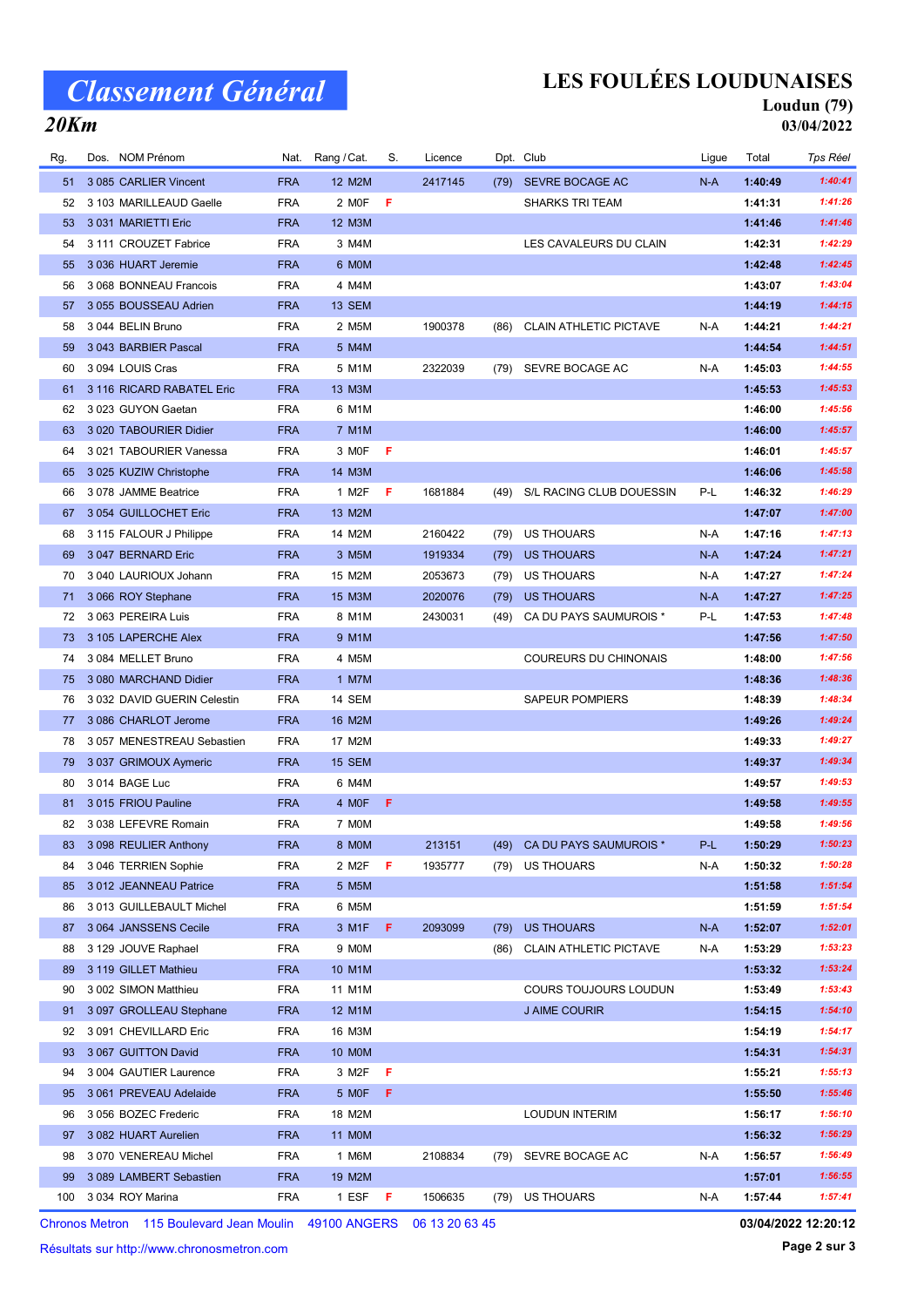# Classement Général

## 20Km

# LES FOULÉES LOUDUNAISES

**Loudun (79)**

**03/04/2022**

| Rg. | Dos. | NOM Prénom | Nat. | Rang / Cat. | S. | Licence | Dpt. | Club | Ligue | Total | Tps Réel |
|---|---|---|---|---|---|---|---|---|---|---|---|
| 51 | 3 085 | CARLIER Vincent | FRA | 12 M2M | | 2417145 | (79) | SEVRE BOCAGE AC | N-A | 1:40:49 | 1:40:41 |
| 52 | 3 103 | MARILLEAUD Gaelle | FRA | 2 M0F | F | | | SHARKS TRI TEAM | | 1:41:31 | 1:41:26 |
| 53 | 3 031 | MARIETTI Eric | FRA | 12 M3M | | | | | | 1:41:46 | 1:41:46 |
| 54 | 3 111 | CROUZET Fabrice | FRA | 3 M4M | | | | LES CAVALEURS DU CLAIN | | 1:42:31 | 1:42:29 |
| 55 | 3 036 | HUART Jeremie | FRA | 6 M0M | | | | | | 1:42:48 | 1:42:45 |
| 56 | 3 068 | BONNEAU Francois | FRA | 4 M4M | | | | | | 1:43:07 | 1:43:04 |
| 57 | 3 055 | BOUSSEAU Adrien | FRA | 13 SEM | | | | | | 1:44:19 | 1:44:15 |
| 58 | 3 044 | BELIN Bruno | FRA | 2 M5M | | 1900378 | (86) | CLAIN ATHLETIC PICTAVE | N-A | 1:44:21 | 1:44:21 |
| 59 | 3 043 | BARBIER Pascal | FRA | 5 M4M | | | | | | 1:44:54 | 1:44:51 |
| 60 | 3 094 | LOUIS Cras | FRA | 5 M1M | | 2322039 | (79) | SEVRE BOCAGE AC | N-A | 1:45:03 | 1:44:55 |
| 61 | 3 116 | RICARD RABATEL Eric | FRA | 13 M3M | | | | | | 1:45:53 | 1:45:53 |
| 62 | 3 023 | GUYON Gaetan | FRA | 6 M1M | | | | | | 1:46:00 | 1:45:56 |
| 63 | 3 020 | TABOURIER Didier | FRA | 7 M1M | | | | | | 1:46:00 | 1:45:57 |
| 64 | 3 021 | TABOURIER Vanessa | FRA | 3 M0F | F | | | | | 1:46:01 | 1:45:57 |
| 65 | 3 025 | KUZIW Christophe | FRA | 14 M3M | | | | | | 1:46:06 | 1:45:58 |
| 66 | 3 078 | JAMME Beatrice | FRA | 1 M2F | F | 1681884 | (49) | S/L RACING CLUB DOUESSIN | P-L | 1:46:32 | 1:46:29 |
| 67 | 3 054 | GUILLOCHET Eric | FRA | 13 M2M | | | | | | 1:47:07 | 1:47:00 |
| 68 | 3 115 | FALOUR J Philippe | FRA | 14 M2M | | 2160422 | (79) | US THOUARS | N-A | 1:47:16 | 1:47:13 |
| 69 | 3 047 | BERNARD Eric | FRA | 3 M5M | | 1919334 | (79) | US THOUARS | N-A | 1:47:24 | 1:47:21 |
| 70 | 3 040 | LAURIOUX Johann | FRA | 15 M2M | | 2053673 | (79) | US THOUARS | N-A | 1:47:27 | 1:47:24 |
| 71 | 3 066 | ROY Stephane | FRA | 15 M3M | | 2020076 | (79) | US THOUARS | N-A | 1:47:27 | 1:47:25 |
| 72 | 3 063 | PEREIRA Luis | FRA | 8 M1M | | 2430031 | (49) | CA DU PAYS SAUMUROIS * | P-L | 1:47:53 | 1:47:48 |
| 73 | 3 105 | LAPERCHE Alex | FRA | 9 M1M | | | | | | 1:47:56 | 1:47:50 |
| 74 | 3 084 | MELLET Bruno | FRA | 4 M5M | | | | COUREURS DU CHINONAIS | | 1:48:00 | 1:47:56 |
| 75 | 3 080 | MARCHAND Didier | FRA | 1 M7M | | | | | | 1:48:36 | 1:48:36 |
| 76 | 3 032 | DAVID GUERIN Celestin | FRA | 14 SEM | | | | SAPEUR POMPIERS | | 1:48:39 | 1:48:34 |
| 77 | 3 086 | CHARLOT Jerome | FRA | 16 M2M | | | | | | 1:49:26 | 1:49:24 |
| 78 | 3 057 | MENESTREAU Sebastien | FRA | 17 M2M | | | | | | 1:49:33 | 1:49:27 |
| 79 | 3 037 | GRIMOUX Aymeric | FRA | 15 SEM | | | | | | 1:49:37 | 1:49:34 |
| 80 | 3 014 | BAGE Luc | FRA | 6 M4M | | | | | | 1:49:57 | 1:49:53 |
| 81 | 3 015 | FRIOU Pauline | FRA | 4 M0F | F | | | | | 1:49:58 | 1:49:55 |
| 82 | 3 038 | LEFEVRE Romain | FRA | 7 M0M | | | | | | 1:49:58 | 1:49:56 |
| 83 | 3 098 | REULIER Anthony | FRA | 8 M0M | | 213151 | (49) | CA DU PAYS SAUMUROIS * | P-L | 1:50:29 | 1:50:23 |
| 84 | 3 046 | TERRIEN Sophie | FRA | 2 M2F | F | 1935777 | (79) | US THOUARS | N-A | 1:50:32 | 1:50:28 |
| 85 | 3 012 | JEANNEAU Patrice | FRA | 5 M5M | | | | | | 1:51:58 | 1:51:54 |
| 86 | 3 013 | GUILLEBAULT Michel | FRA | 6 M5M | | | | | | 1:51:59 | 1:51:54 |
| 87 | 3 064 | JANSSENS Cecile | FRA | 3 M1F | F | 2093099 | (79) | US THOUARS | N-A | 1:52:07 | 1:52:01 |
| 88 | 3 129 | JOUVE Raphael | FRA | 9 M0M | | | (86) | CLAIN ATHLETIC PICTAVE | N-A | 1:53:29 | 1:53:23 |
| 89 | 3 119 | GILLET Mathieu | FRA | 10 M1M | | | | | | 1:53:32 | 1:53:24 |
| 90 | 3 002 | SIMON Matthieu | FRA | 11 M1M | | | | COURS TOUJOURS LOUDUN | | 1:53:49 | 1:53:43 |
| 91 | 3 097 | GROLLEAU Stephane | FRA | 12 M1M | | | | J AIME COURIR | | 1:54:15 | 1:54:10 |
| 92 | 3 091 | CHEVILLARD Eric | FRA | 16 M3M | | | | | | 1:54:19 | 1:54:17 |
| 93 | 3 067 | GUITTON David | FRA | 10 M0M | | | | | | 1:54:31 | 1:54:31 |
| 94 | 3 004 | GAUTIER Laurence | FRA | 3 M2F | F | | | | | 1:55:21 | 1:55:13 |
| 95 | 3 061 | PREVEAU Adelaide | FRA | 5 M0F | F | | | | | 1:55:50 | 1:55:46 |
| 96 | 3 056 | BOZEC Frederic | FRA | 18 M2M | | | | LOUDUN INTERIM | | 1:56:17 | 1:56:10 |
| 97 | 3 082 | HUART Aurelien | FRA | 11 M0M | | | | | | 1:56:32 | 1:56:29 |
| 98 | 3 070 | VENEREAU Michel | FRA | 1 M6M | | 2108834 | (79) | SEVRE BOCAGE AC | N-A | 1:56:57 | 1:56:49 |
| 99 | 3 089 | LAMBERT Sebastien | FRA | 19 M2M | | | | | | 1:57:01 | 1:56:55 |
| 100 | 3 034 | ROY Marina | FRA | 1 ESF | F | 1506635 | (79) | US THOUARS | N-A | 1:57:44 | 1:57:41 |

Chronos Metron 115 Boulevard Jean Moulin 49100 ANGERS 06 13 20 63 45

03/04/2022 12:20:12

Résultats sur http://www.chronosmetron.com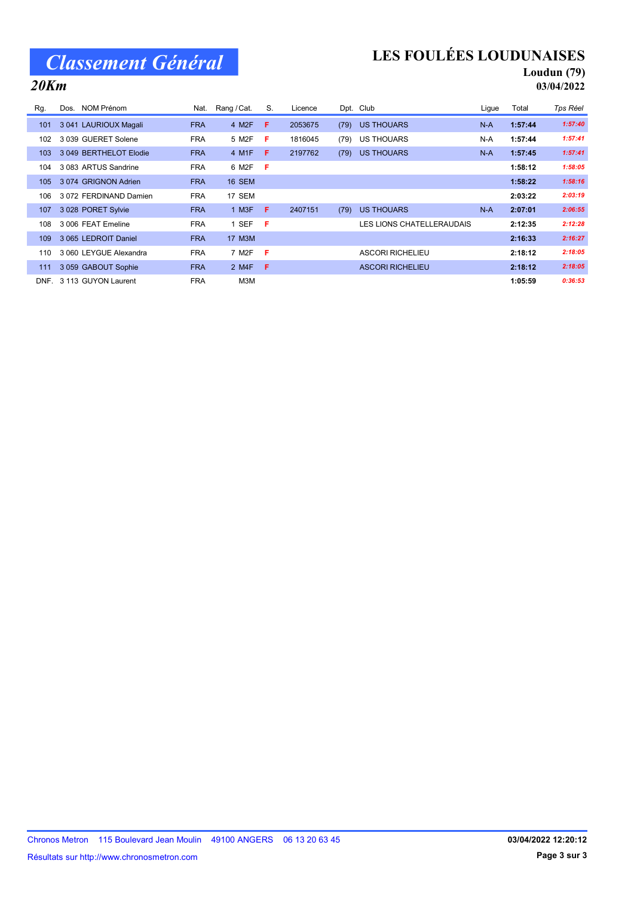# Classement Général

## 20Km

# LES FOULÉES LOUDUNAISES

**Loudun (79)**

**03/04/2022**

| Rg. | Dos. | NOM Prénom | Nat. | Rang / Cat. | S. | Licence | Dpt. | Club | Ligue | Total | Tps Réel |
|---|---|---|---|---|---|---|---|---|---|---|---|
| 101 | 3 041 | LAURIOUX Magali | FRA | 4 M2F | F | 2053675 | (79) | US THOUARS | N-A | 1:57:44 | 1:57:40 |
| 102 | 3 039 | GUERET Solene | FRA | 5 M2F | F | 1816045 | (79) | US THOUARS | N-A | 1:57:44 | 1:57:41 |
| 103 | 3 049 | BERTHELOT Elodie | FRA | 4 M1F | F | 2197762 | (79) | US THOUARS | N-A | 1:57:45 | 1:57:41 |
| 104 | 3 083 | ARTUS Sandrine | FRA | 6 M2F | F | | | | | 1:58:12 | 1:58:05 |
| 105 | 3 074 | GRIGNON Adrien | FRA | 16 SEM | | | | | | 1:58:22 | 1:58:16 |
| 106 | 3 072 | FERDINAND Damien | FRA | 17 SEM | | | | | | 2:03:22 | 2:03:19 |
| 107 | 3 028 | PORET Sylvie | FRA | 1 M3F | F | 2407151 | (79) | US THOUARS | N-A | 2:07:01 | 2:06:55 |
| 108 | 3 006 | FEAT Emeline | FRA | 1 SEF | F | | | LES LIONS CHATELLERAUDAIS | | 2:12:35 | 2:12:28 |
| 109 | 3 065 | LEDROIT Daniel | FRA | 17 M3M | | | | | | 2:16:33 | 2:16:27 |
| 110 | 3 060 | LEYGUE Alexandra | FRA | 7 M2F | F | | | ASCORI RICHELIEU | | 2:18:12 | 2:18:05 |
| 111 | 3 059 | GABOUT Sophie | FRA | 2 M4F | F | | | ASCORI RICHELIEU | | 2:18:12 | 2:18:05 |
| DNF. | 3 113 | GUYON Laurent | FRA | M3M | | | | | | 1:05:59 | 0:36:53 |

Chronos Metron 115 Boulevard Jean Moulin 49100 ANGERS 06 13 20 63 45

Résultats sur http://www.chronosmetron.com

03/04/2022 12:20:12